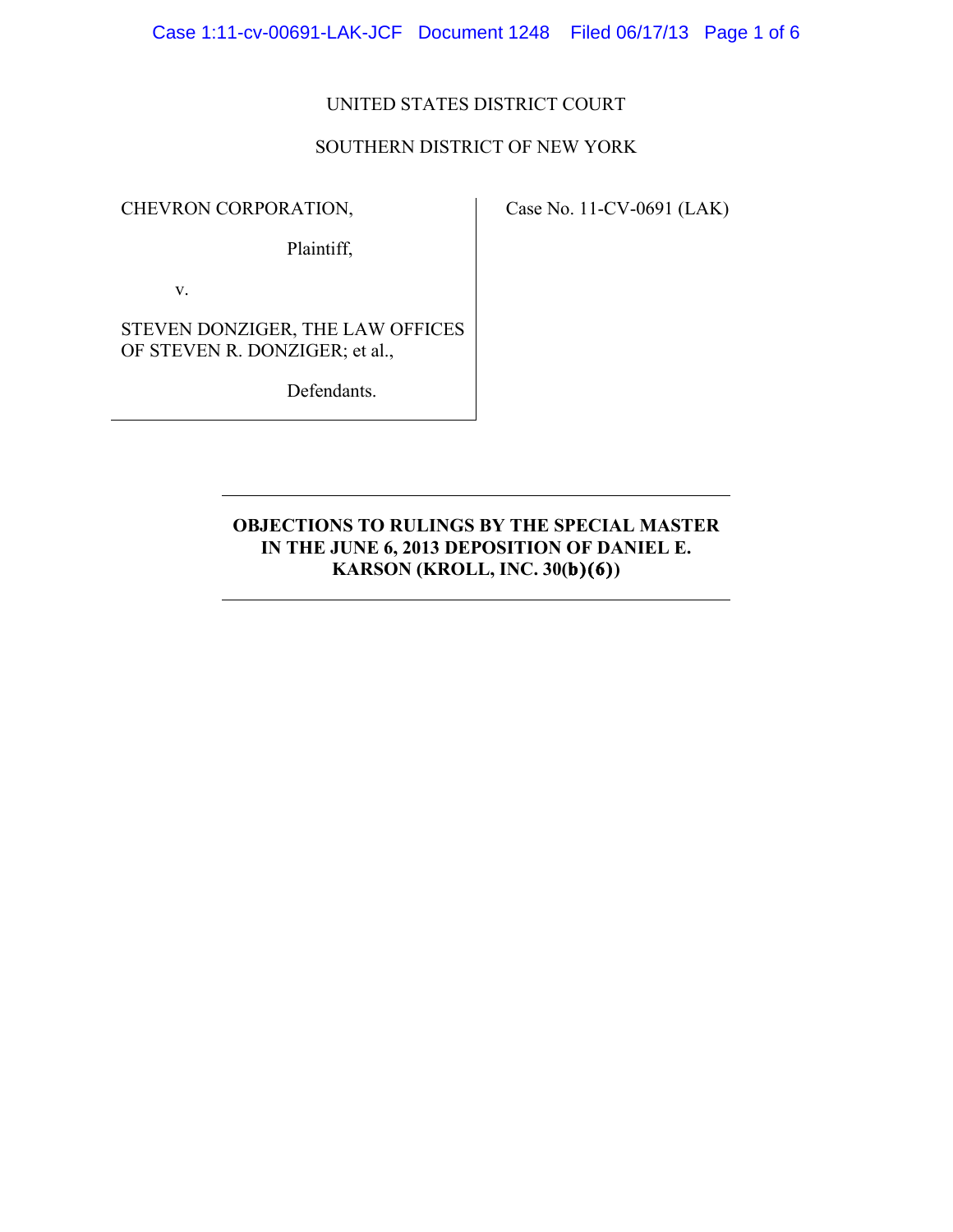UNITED STATES DISTRICT COURT

SOUTHERN DISTRICT OF NEW YORK

CHEVRON CORPORATION,

Plaintiff,

v.

STEVEN DONZIGER, THE LAW OFFICES OF STEVEN R. DONZIGER; et al.,

Defendants.

Case No. 11-CV-0691 (LAK)

**OBJECTIONS TO RULINGS BY THE SPECIAL MASTER IN THE JUNE 6, 2013 DEPOSITION OF DANIEL E. KARSON (KROLL, INC. 30(b)(6))**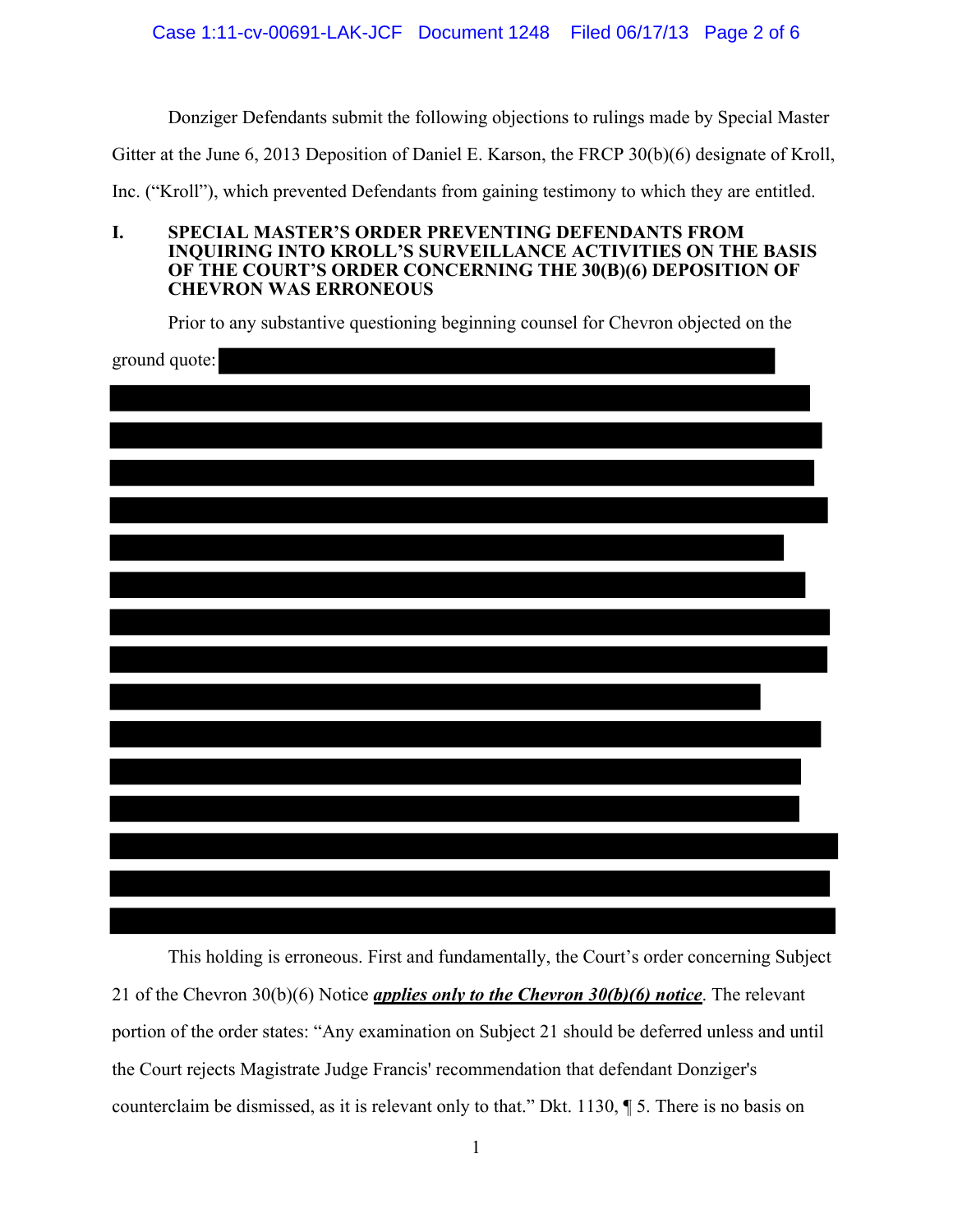Donziger Defendants submit the following objections to rulings made by Special Master Gitter at the June 6, 2013 Deposition of Daniel E. Karson, the FRCP 30(b)(6) designate of Kroll, Inc. ("Kroll"), which prevented Defendants from gaining testimony to which they are entitled.

## I. SPECIAL MASTER'S ORDER PREVENTING DEFENDANTS FROM INQUIRING INTO KROLL'S SURVEILLANCE ACTIVITIES ON THE BASIS OF THE COURT'S ORDER CONCERNING THE 30(B)(6) DEPOSITION OF CHEVRON WAS ERRONEOUS

Prior to any substantive questioning beginning counsel for Chevron objected on the ground quote: [REDACTED]

This holding is erroneous. First and fundamentally, the Court's order concerning Subject 21 of the Chevron 30(b)(6) Notice ***applies only to the Chevron 30(b)(6) notice***. The relevant portion of the order states: "Any examination on Subject 21 should be deferred unless and until the Court rejects Magistrate Judge Francis' recommendation that defendant Donziger's counterclaim be dismissed, as it is relevant only to that." Dkt. 1130, ¶ 5. There is no basis on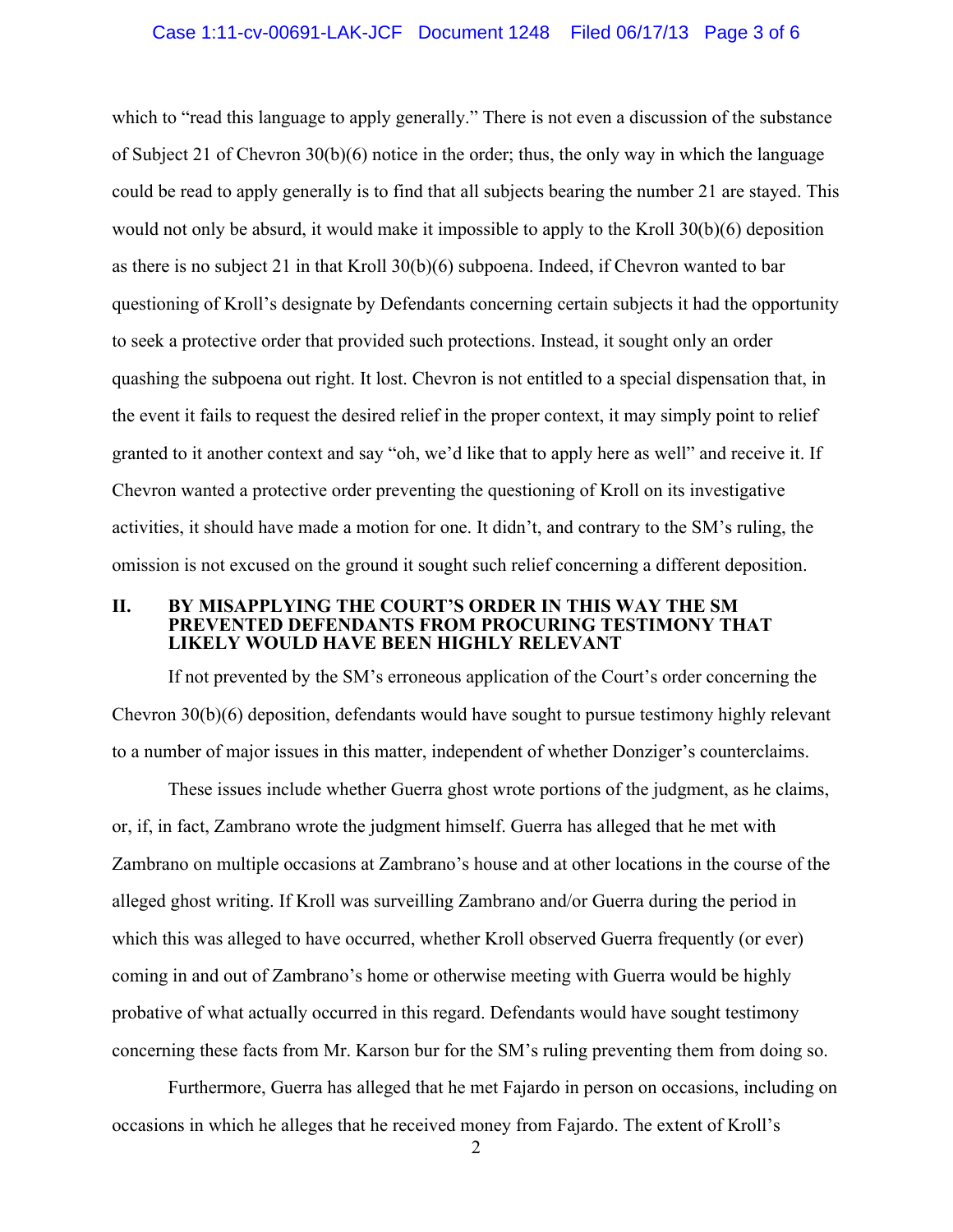which to "read this language to apply generally." There is not even a discussion of the substance of Subject 21 of Chevron 30(b)(6) notice in the order; thus, the only way in which the language could be read to apply generally is to find that all subjects bearing the number 21 are stayed. This would not only be absurd, it would make it impossible to apply to the Kroll 30(b)(6) deposition as there is no subject 21 in that Kroll 30(b)(6) subpoena. Indeed, if Chevron wanted to bar questioning of Kroll's designate by Defendants concerning certain subjects it had the opportunity to seek a protective order that provided such protections. Instead, it sought only an order quashing the subpoena out right. It lost. Chevron is not entitled to a special dispensation that, in the event it fails to request the desired relief in the proper context, it may simply point to relief granted to it another context and say "oh, we'd like that to apply here as well" and receive it. If Chevron wanted a protective order preventing the questioning of Kroll on its investigative activities, it should have made a motion for one. It didn't, and contrary to the SM's ruling, the omission is not excused on the ground it sought such relief concerning a different deposition.

## II. BY MISAPPLYING THE COURT'S ORDER IN THIS WAY THE SM PREVENTED DEFENDANTS FROM PROCURING TESTIMONY THAT LIKELY WOULD HAVE BEEN HIGHLY RELEVANT

If not prevented by the SM's erroneous application of the Court's order concerning the Chevron 30(b)(6) deposition, defendants would have sought to pursue testimony highly relevant to a number of major issues in this matter, independent of whether Donziger's counterclaims.

These issues include whether Guerra ghost wrote portions of the judgment, as he claims, or, if, in fact, Zambrano wrote the judgment himself. Guerra has alleged that he met with Zambrano on multiple occasions at Zambrano's house and at other locations in the course of the alleged ghost writing. If Kroll was surveilling Zambrano and/or Guerra during the period in which this was alleged to have occurred, whether Kroll observed Guerra frequently (or ever) coming in and out of Zambrano's home or otherwise meeting with Guerra would be highly probative of what actually occurred in this regard. Defendants would have sought testimony concerning these facts from Mr. Karson bur for the SM's ruling preventing them from doing so.

Furthermore, Guerra has alleged that he met Fajardo in person on occasions, including on occasions in which he alleges that he received money from Fajardo. The extent of Kroll's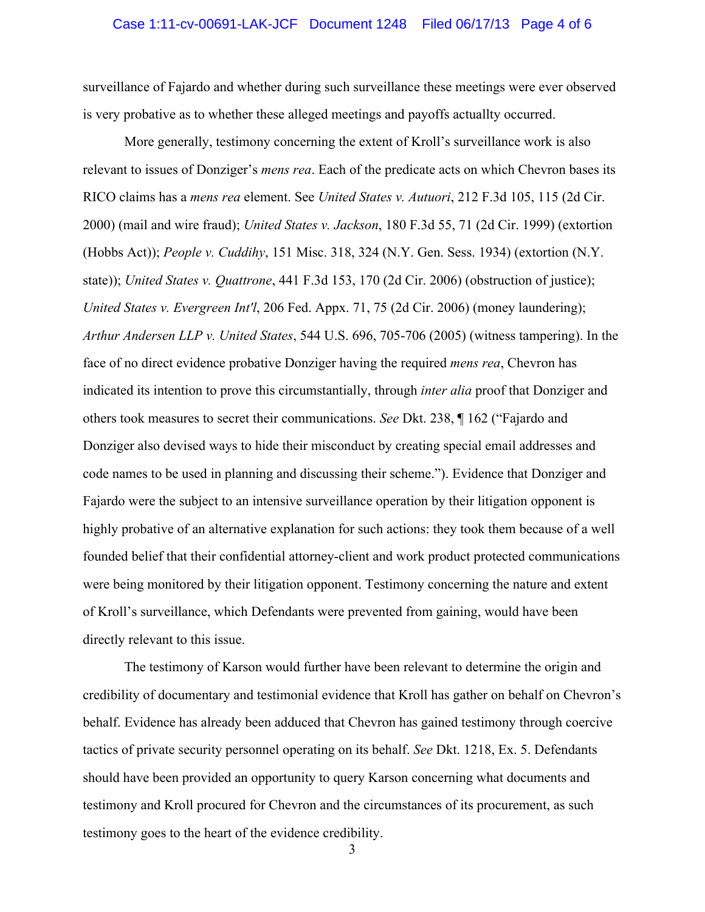surveillance of Fajardo and whether during such surveillance these meetings were ever observed is very probative as to whether these alleged meetings and payoffs actuallty occurred.

More generally, testimony concerning the extent of Kroll's surveillance work is also relevant to issues of Donziger's *mens rea*. Each of the predicate acts on which Chevron bases its RICO claims has a *mens rea* element. See *United States v. Autuori*, 212 F.3d 105, 115 (2d Cir. 2000) (mail and wire fraud); *United States v. Jackson*, 180 F.3d 55, 71 (2d Cir. 1999) (extortion (Hobbs Act)); *People v. Cuddihy*, 151 Misc. 318, 324 (N.Y. Gen. Sess. 1934) (extortion (N.Y. state)); *United States v. Quattrone*, 441 F.3d 153, 170 (2d Cir. 2006) (obstruction of justice); *United States v. Evergreen Int'l*, 206 Fed. Appx. 71, 75 (2d Cir. 2006) (money laundering); *Arthur Andersen LLP v. United States*, 544 U.S. 696, 705-706 (2005) (witness tampering). In the face of no direct evidence probative Donziger having the required *mens rea*, Chevron has indicated its intention to prove this circumstantially, through *inter alia* proof that Donziger and others took measures to secret their communications. *See* Dkt. 238, ¶ 162 ("Fajardo and Donziger also devised ways to hide their misconduct by creating special email addresses and code names to be used in planning and discussing their scheme."). Evidence that Donziger and Fajardo were the subject to an intensive surveillance operation by their litigation opponent is highly probative of an alternative explanation for such actions: they took them because of a well founded belief that their confidential attorney-client and work product protected communications were being monitored by their litigation opponent. Testimony concerning the nature and extent of Kroll's surveillance, which Defendants were prevented from gaining, would have been directly relevant to this issue.

The testimony of Karson would further have been relevant to determine the origin and credibility of documentary and testimonial evidence that Kroll has gather on behalf on Chevron's behalf. Evidence has already been adduced that Chevron has gained testimony through coercive tactics of private security personnel operating on its behalf. *See* Dkt. 1218, Ex. 5. Defendants should have been provided an opportunity to query Karson concerning what documents and testimony and Kroll procured for Chevron and the circumstances of its procurement, as such testimony goes to the heart of the evidence credibility.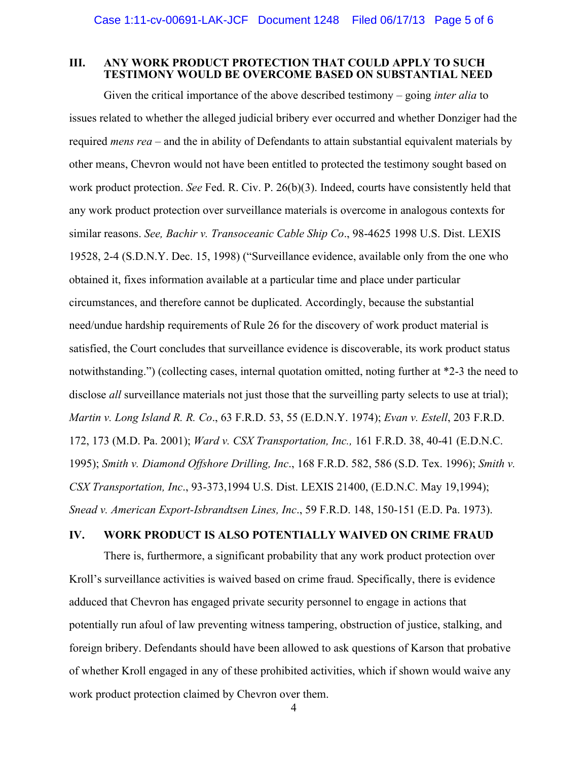## III. ANY WORK PRODUCT PROTECTION THAT COULD APPLY TO SUCH TESTIMONY WOULD BE OVERCOME BASED ON SUBSTANTIAL NEED

Given the critical importance of the above described testimony – going *inter alia* to issues related to whether the alleged judicial bribery ever occurred and whether Donziger had the required *mens rea* – and the in ability of Defendants to attain substantial equivalent materials by other means, Chevron would not have been entitled to protected the testimony sought based on work product protection. *See* Fed. R. Civ. P. 26(b)(3). Indeed, courts have consistently held that any work product protection over surveillance materials is overcome in analogous contexts for similar reasons. *See, Bachir v. Transoceanic Cable Ship Co*., 98-4625 1998 U.S. Dist. LEXIS 19528, 2-4 (S.D.N.Y. Dec. 15, 1998) ("Surveillance evidence, available only from the one who obtained it, fixes information available at a particular time and place under particular circumstances, and therefore cannot be duplicated. Accordingly, because the substantial need/undue hardship requirements of Rule 26 for the discovery of work product material is satisfied, the Court concludes that surveillance evidence is discoverable, its work product status notwithstanding.") (collecting cases, internal quotation omitted, noting further at *2-3 the need to disclose *all* surveillance materials not just those that the surveilling party selects to use at trial); *Martin v. Long Island R. R. Co*., 63 F.R.D. 53, 55 (E.D.N.Y. 1974); *Evan v. Estell*, 203 F.R.D. 172, 173 (M.D. Pa. 2001); *Ward v. CSX Transportation, Inc.,* 161 F.R.D. 38, 40-41 (E.D.N.C. 1995); *Smith v. Diamond Offshore Drilling, Inc*., 168 F.R.D. 582, 586 (S.D. Tex. 1996); *Smith v. CSX Transportation, Inc*., 93-373,1994 U.S. Dist. LEXIS 21400, (E.D.N.C. May 19,1994); *Snead v. American Export-Isbrandtsen Lines, Inc*., 59 F.R.D. 148, 150-151 (E.D. Pa. 1973).

## IV. WORK PRODUCT IS ALSO POTENTIALLY WAIVED ON CRIME FRAUD

There is, furthermore, a significant probability that any work product protection over Kroll's surveillance activities is waived based on crime fraud. Specifically, there is evidence adduced that Chevron has engaged private security personnel to engage in actions that potentially run afoul of law preventing witness tampering, obstruction of justice, stalking, and foreign bribery. Defendants should have been allowed to ask questions of Karson that probative of whether Kroll engaged in any of these prohibited activities, which if shown would waive any work product protection claimed by Chevron over them.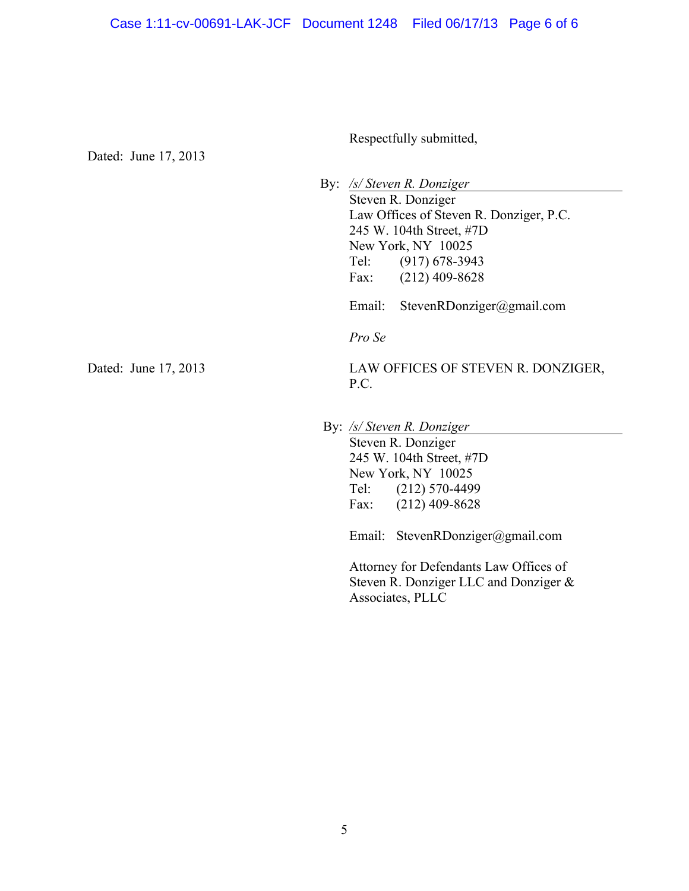Respectfully submitted,

Dated: June 17, 2013

By: */s/ Steven R. Donziger*
Steven R. Donziger
Law Offices of Steven R. Donziger, P.C.
245 W. 104th Street, #7D
New York, NY 10025
Tel: (917) 678-3943
Fax: (212) 409-8628

Email: StevenRDonziger@gmail.com

*Pro Se*

Dated: June 17, 2013

LAW OFFICES OF STEVEN R. DONZIGER, P.C.

By: */s/ Steven R. Donziger*
Steven R. Donziger
245 W. 104th Street, #7D
New York, NY 10025
Tel: (212) 570-4499
Fax: (212) 409-8628

Email: StevenRDonziger@gmail.com

Attorney for Defendants Law Offices of Steven R. Donziger LLC and Donziger & Associates, PLLC